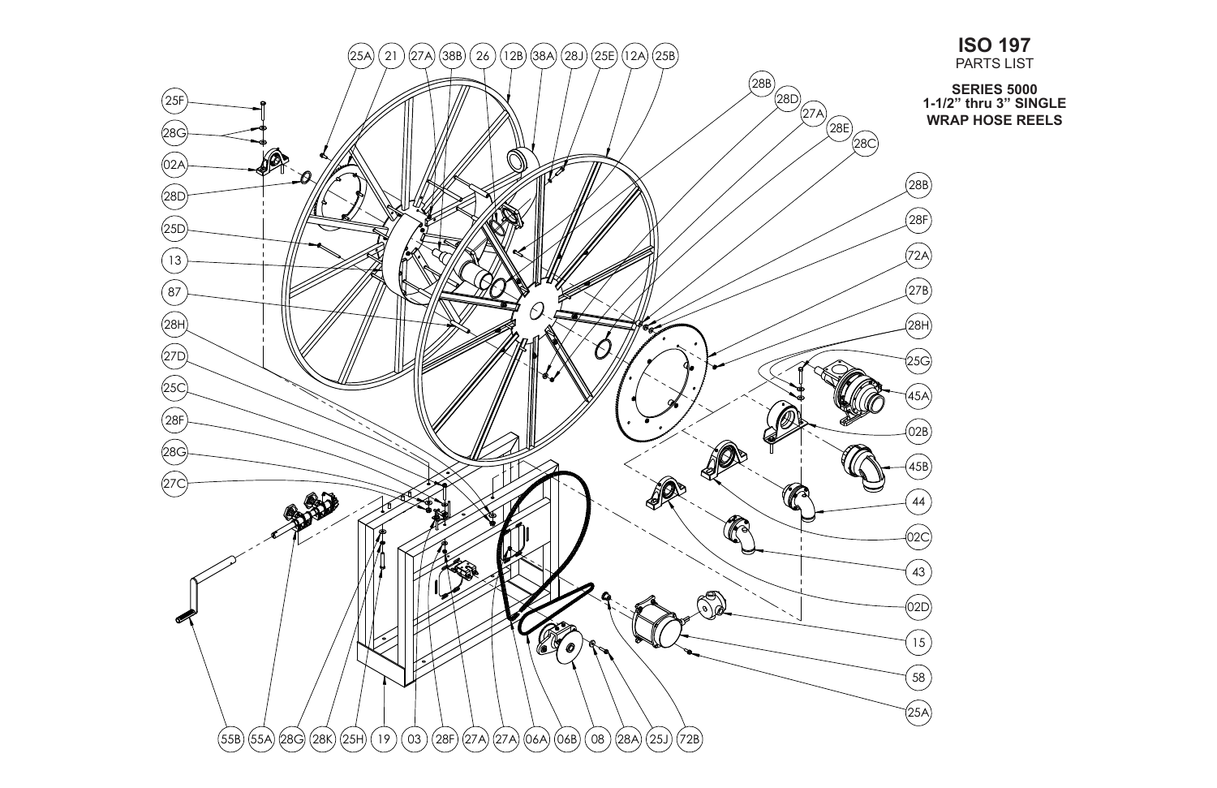# ISO 197

PARTS LIST

**SERIES 5000**
**1-1/2" thru 3" SINGLE**
**WRAP HOSE REELS**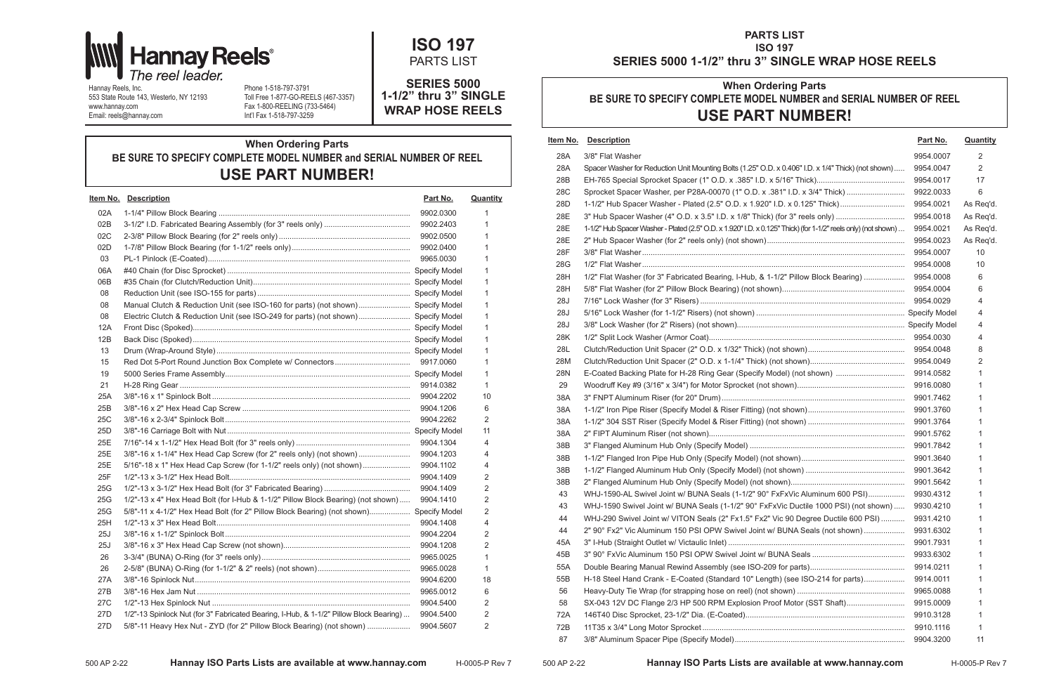# Hannay Reels®

*The reel leader.*

Hannay Reels, Inc.
553 State Route 143, Westerlo, NY 12193
www.hannay.com
Email: reels@hannay.com

Phone 1-518-797-3791
Toll Free 1-877-GO-REELS (467-3357)
Fax 1-800-REELING (733-5464)
Int'l Fax 1-518-797-3259

## ISO 197
PARTS LIST

**SERIES 5000 1-1/2" thru 3" SINGLE WRAP HOSE REELS**

### When Ordering Parts
**BE SURE TO SPECIFY COMPLETE MODEL NUMBER and SERIAL NUMBER OF REEL**
## USE PART NUMBER!

| Item No. | Description | Part No. | Quantity |
|---|---|---|---|
| 02A | 1-1/4" Pillow Block Bearing | 9902.0300 | 1 |
| 02B | 3-1/2" I.D. Fabricated Bearing Assembly (for 3" reels only) | 9902.2403 | 1 |
| 02C | 2-3/8" Pillow Block Bearing (for 2" reels only) | 9902.0500 | 1 |
| 02D | 1-7/8" Pillow Block Bearing (for 1-1/2" reels only) | 9902.0400 | 1 |
| 03 | PL-1 Pinlock (E-Coated) | 9965.0030 | 1 |
| 06A | #40 Chain (for Disc Sprocket) | Specify Model | 1 |
| 06B | #35 Chain (for Clutch/Reduction Unit) | Specify Model | 1 |
| 08 | Reduction Unit (see ISO-155 for parts) | Specify Model | 1 |
| 08 | Manual Clutch & Reduction Unit (see ISO-160 for parts) (not shown) | Specify Model | 1 |
| 08 | Electric Clutch & Reduction Unit (see ISO-249 for parts) (not shown) | Specify Model | 1 |
| 12A | Front Disc (Spoked) | Specify Model | 1 |
| 12B | Back Disc (Spoked) | Specify Model | 1 |
| 13 | Drum (Wrap-Around Style) | Specify Model | 1 |
| 15 | Red Dot 5-Port Round Junction Box Complete w/ Connectors | 9917.0060 | 1 |
| 19 | 5000 Series Frame Assembly | Specify Model | 1 |
| 21 | H-28 Ring Gear | 9914.0382 | 1 |
| 25A | 3/8"-16 x 1" Spinlock Bolt | 9904.2202 | 10 |
| 25B | 3/8"-16 x 2" Hex Head Cap Screw | 9904.1206 | 6 |
| 25C | 3/8"-16 x 2-3/4" Spinlock Bolt | 9904.2262 | 2 |
| 25D | 3/8"-16 Carriage Bolt with Nut | Specify Model | 11 |
| 25E | 7/16"-14 x 1-1/2" Hex Head Bolt (for 3" reels only) | 9904.1304 | 4 |
| 25E | 3/8"-16 x 1-1/4" Hex Head Cap Screw (for 2" reels only) (not shown) | 9904.1203 | 4 |
| 25E | 5/16"-18 x 1" Hex Head Cap Screw (for 1-1/2" reels only) (not shown) | 9904.1102 | 4 |
| 25F | 1/2"-13 x 3-1/2" Hex Head Bolt | 9904.1409 | 2 |
| 25G | 1/2"-13 x 3-1/2" Hex Head Bolt (for 3" Fabricated Bearing) | 9904.1409 | 2 |
| 25G | 1/2"-13 x 4" Hex Head Bolt (for I-Hub & 1-1/2" Pillow Block Bearing) (not shown) | 9904.1410 | 2 |
| 25G | 5/8"-11 x 4-1/2" Hex Head Bolt (for 2" Pillow Block Bearing) (not shown) | Specify Model | 2 |
| 25H | 1/2"-13 x 3" Hex Head Bolt | 9904.1408 | 4 |
| 25J | 3/8"-16 x 1-1/2" Spinlock Bolt | 9904.2204 | 2 |
| 25J | 3/8"-16 x 3" Hex Head Cap Screw (not shown) | 9904.1208 | 2 |
| 26 | 3-3/4" (BUNA) O-Ring (for 3" reels only) | 9965.0025 | 1 |
| 26 | 2-5/8" (BUNA) O-Ring (for 1-1/2" & 2" reels) (not shown) | 9965.0028 | 1 |
| 27A | 3/8"-16 Spinlock Nut | 9904.6200 | 18 |
| 27B | 3/8"-16 Hex Jam Nut | 9965.0012 | 6 |
| 27C | 1/2"-13 Hex Spinlock Nut | 9904.5400 | 2 |
| 27D | 1/2"-13 Spinlock Nut (for 3" Fabricated Bearing, I-Hub, & 1-1/2" Pillow Block Bearing) | 9904.5400 | 2 |
| 27D | 5/8"-11 Heavy Hex Nut - ZYD (for 2" Pillow Block Bearing) (not shown) | 9904.5607 | 2 |

## PARTS LIST
## ISO 197
## SERIES 5000 1-1/2" thru 3" SINGLE WRAP HOSE REELS

### When Ordering Parts
**BE SURE TO SPECIFY COMPLETE MODEL NUMBER and SERIAL NUMBER OF REEL**
## USE PART NUMBER!

| Item No. | Description | Part No. | Quantity |
|---|---|---|---|
| 28A | 3/8" Flat Washer | 9954.0007 | 2 |
| 28A | Spacer Washer for Reduction Unit Mounting Bolts (1.25" O.D. x 0.406" I.D. x 1/4" Thick) (not shown) | 9954.0047 | 2 |
| 28B | EH-765 Special Sprocket Spacer (1" O.D. x .385" I.D. x 5/16" Thick) | 9954.0017 | 17 |
| 28C | Sprocket Spacer Washer, per P28A-00070 (1" O.D. x .381" I.D. x 3/4" Thick) | 9922.0033 | 6 |
| 28D | 1-1/2" Hub Spacer Washer - Plated (2.5" O.D. x 1.920" I.D. x 0.125" Thick) | 9954.0021 | As Req'd. |
| 28E | 3" Hub Spacer Washer (4" O.D. x 3.5" I.D. x 1/8" Thick) (for 3" reels only) | 9954.0018 | As Req'd. |
| 28E | 1-1/2" Hub Spacer Washer - Plated (2.5" O.D. x 1.920" I.D. x 0.125" Thick) (for 1-1/2" reels only) (not shown) | 9954.0021 | As Req'd. |
| 28E | 2" Hub Spacer Washer (for 2" reels only) (not shown) | 9954.0023 | As Req'd. |
| 28F | 3/8" Flat Washer | 9954.0007 | 10 |
| 28G | 1/2" Flat Washer | 9954.0008 | 10 |
| 28H | 1/2" Flat Washer (for 3" Fabricated Bearing, I-Hub, & 1-1/2" Pillow Block Bearing) | 9954.0008 | 6 |
| 28H | 5/8" Flat Washer (for 2" Pillow Block Bearing) (not shown) | 9954.0004 | 6 |
| 28J | 7/16" Lock Washer (for 3" Risers) | 9954.0029 | 4 |
| 28J | 5/16" Lock Washer (for 1-1/2" Risers) (not shown) | Specify Model | 4 |
| 28J | 3/8" Lock Washer (for 2" Risers) (not shown) | Specify Model | 4 |
| 28K | 1/2" Split Lock Washer (Armor Coat) | 9954.0030 | 4 |
| 28L | Clutch/Reduction Unit Spacer (2" O.D. x 1/32" Thick) (not shown) | 9954.0048 | 8 |
| 28M | Clutch/Reduction Unit Spacer (2" O.D. x 1-1/4" Thick) (not shown) | 9954.0049 | 2 |
| 28N | E-Coated Backing Plate for H-28 Ring Gear (Specify Model) (not shown) | 9914.0582 | 1 |
| 29 | Woodruff Key #9 (3/16" x 3/4") for Motor Sprocket (not shown) | 9916.0080 | 1 |
| 38A | 3" FNPT Aluminum Riser (for 20" Drum) | 9901.7462 | 1 |
| 38A | 1-1/2" Iron Pipe Riser (Specify Model & Riser Fitting) (not shown) | 9901.3760 | 1 |
| 38A | 1-1/2" 304 SST Riser (Specify Model & Riser Fitting) (not shown) | 9901.3764 | 1 |
| 38A | 2" FIPT Aluminum Riser (not shown) | 9901.5762 | 1 |
| 38B | 3" Flanged Aluminum Hub Only (Specify Model) | 9901.7842 | 1 |
| 38B | 1-1/2" Flanged Iron Pipe Hub Only (Specify Model) (not shown) | 9901.3640 | 1 |
| 38B | 1-1/2" Flanged Aluminum Hub Only (Specify Model) (not shown) | 9901.3642 | 1 |
| 38B | 2" Flanged Aluminum Hub Only (Specify Model) (not shown) | 9901.5642 | 1 |
| 43 | WHJ-1590-AL Swivel Joint w/ BUNA Seals (1-1/2" 90° FxFxVic Aluminum 600 PSI) | 9930.4312 | 1 |
| 43 | WHJ-1590 Swivel Joint w/ BUNA Seals (1-1/2" 90° FxFxVic Ductile 1000 PSI) (not shown) | 9930.4210 | 1 |
| 44 | WHJ-290 Swivel Joint w/ VITON Seals (2" Fx1.5" Fx2" Vic 90 Degree Ductile 600 PSI) | 9931.4210 | 1 |
| 44 | 2" 90° Fx2" Vic Aluminum 150 PSI OPW Swivel Joint w/ BUNA Seals (not shown) | 9931.6302 | 1 |
| 45A | 3" I-Hub (Straight Outlet w/ Victaulic Inlet) | 9901.7931 | 1 |
| 45B | 3" 90° FxVic Aluminum 150 PSI OPW Swivel Joint w/ BUNA Seals | 9933.6302 | 1 |
| 55A | Double Bearing Manual Rewind Assembly (see ISO-209 for parts) | 9914.0211 | 1 |
| 55B | H-18 Steel Hand Crank - E-Coated (Standard 10" Length) (see ISO-214 for parts) | 9914.0011 | 1 |
| 56 | Heavy-Duty Tie Wrap (for strapping hose on reel) (not shown) | 9965.0088 | 1 |
| 58 | SX-043 12V DC Flange 2/3 HP 500 RPM Explosion Proof Motor (SST Shaft) | 9915.0009 | 1 |
| 72A | 146T40 Disc Sprocket, 23-1/2" Dia. (E-Coated) | 9910.3128 | 1 |
| 72B | 11T35 x 3/4" Long Motor Sprocket | 9910.1116 | 1 |
| 87 | 3/8" Aluminum Spacer Pipe (Specify Model) | 9904.3200 | 11 |

500 AP 2-22 **Hannay ISO Parts Lists are available at www.hannay.com** H-0005-P Rev 7